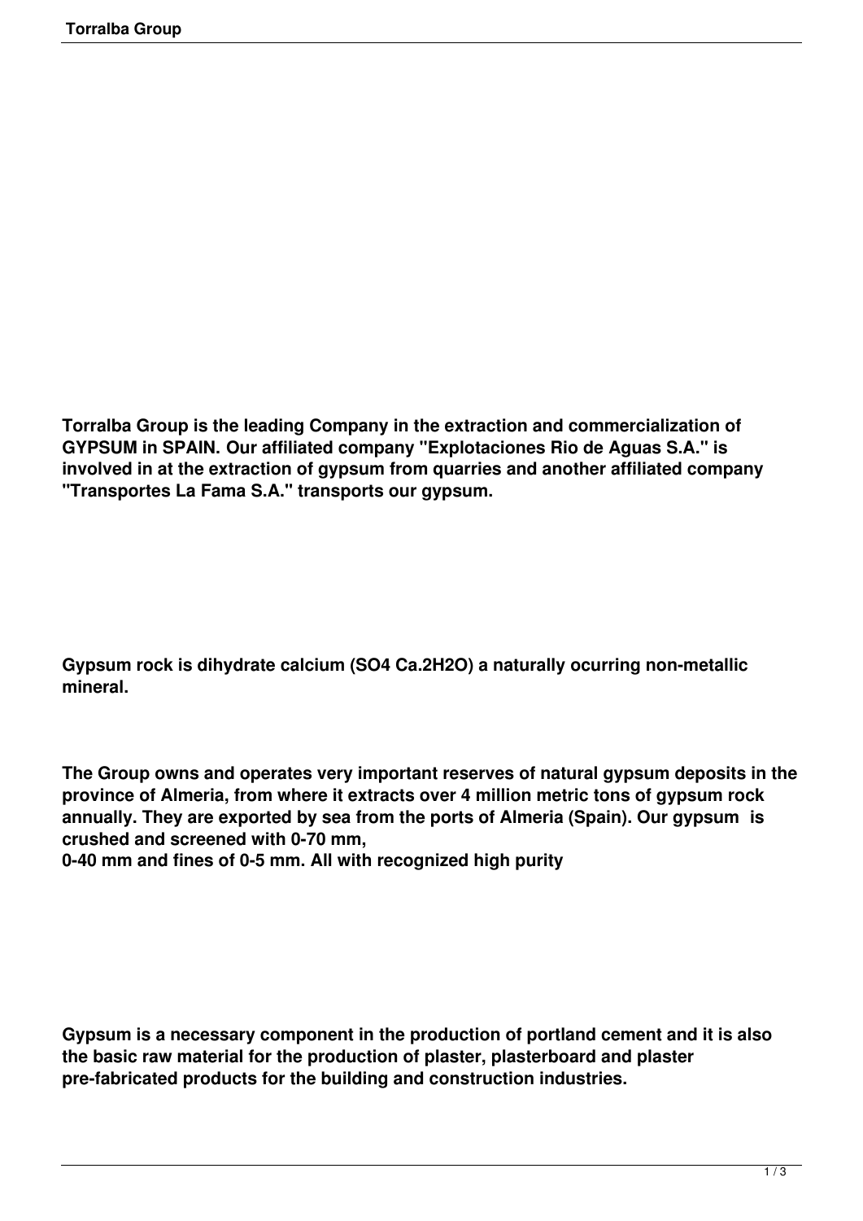**Torralba Group is the leading Company in the extraction and commercialization of GYPSUM in SPAIN. Our affiliated company "Explotaciones Rio de Aguas S.A." is involved in at the extraction of gypsum from quarries and another affiliated company "Transportes La Fama S.A." transports our gypsum.**

**Gypsum rock is dihydrate calcium ($SO_4\ Ca.2H_2O$) a naturally ocurring non-metallic mineral.**

**The Group owns and operates very important reserves of natural gypsum deposits in the province of Almeria, from where it extracts over 4 million metric tons of gypsum rock annually. They are exported by sea from the ports of Almeria (Spain). Our gypsum is crushed and screened with 0-70 mm,**
**0-40 mm and fines of 0-5 mm. All with recognized high purity**

**Gypsum is a necessary component in the production of portland cement and it is also the basic raw material for the production of plaster, plasterboard and plaster pre-fabricated products for the building and construction industries.**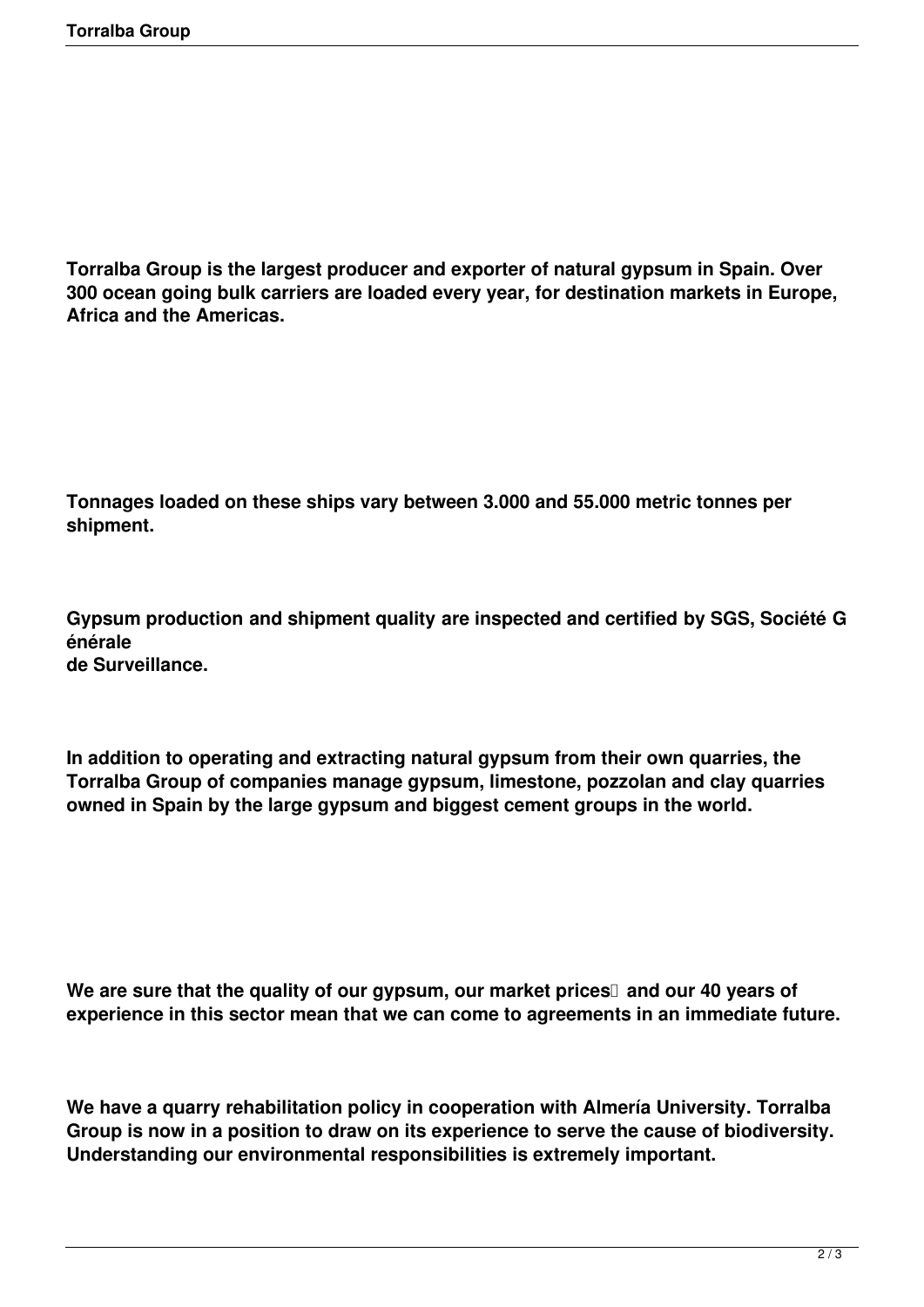**Torralba Group is the largest producer and exporter of natural gypsum in Spain. Over 300 ocean going bulk carriers are loaded every year, for destination markets in Europe, Africa and the Americas.**

**Tonnages loaded on these ships vary between 3.000 and 55.000 metric tonnes per shipment.**

**Gypsum production and shipment quality are inspected and certified by SGS, Société Générale de Surveillance.**

**In addition to operating and extracting natural gypsum from their own quarries, the Torralba Group of companies manage gypsum, limestone, pozzolan and clay quarries owned in Spain by the large gypsum and biggest cement groups in the world.**

**We are sure that the quality of our gypsum, our market prices and our 40 years of experience in this sector mean that we can come to agreements in an immediate future.**

**We have a quarry rehabilitation policy in cooperation with Almería University. Torralba Group is now in a position to draw on its experience to serve the cause of biodiversity. Understanding our environmental responsibilities is extremely important.**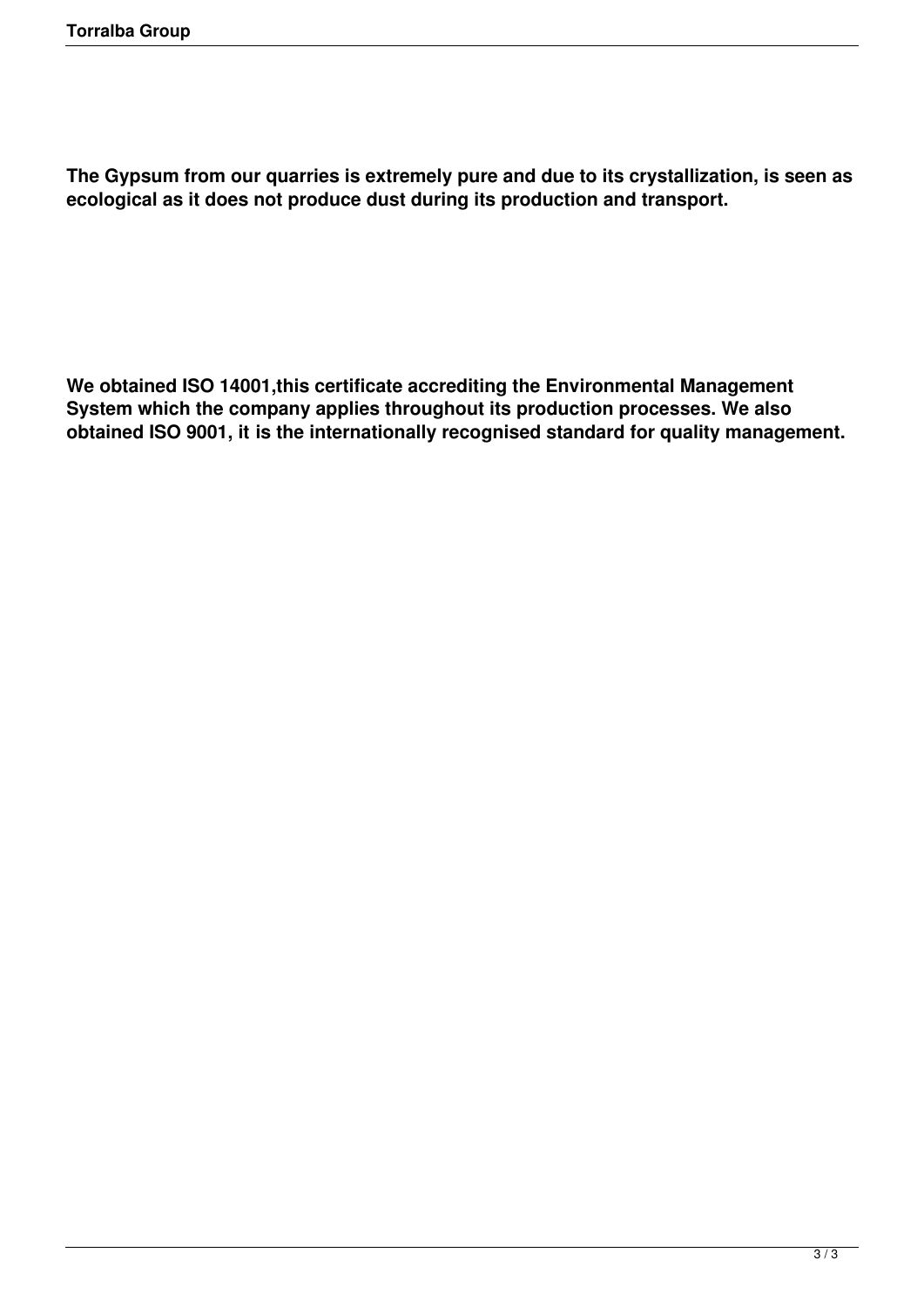**The Gypsum from our quarries is extremely pure and due to its crystallization, is seen as ecological as it does not produce dust during its production and transport.**

**We obtained ISO 14001,this certificate accrediting the Environmental Management System which the company applies throughout its production processes. We also obtained ISO 9001, it is the internationally recognised standard for quality management.**